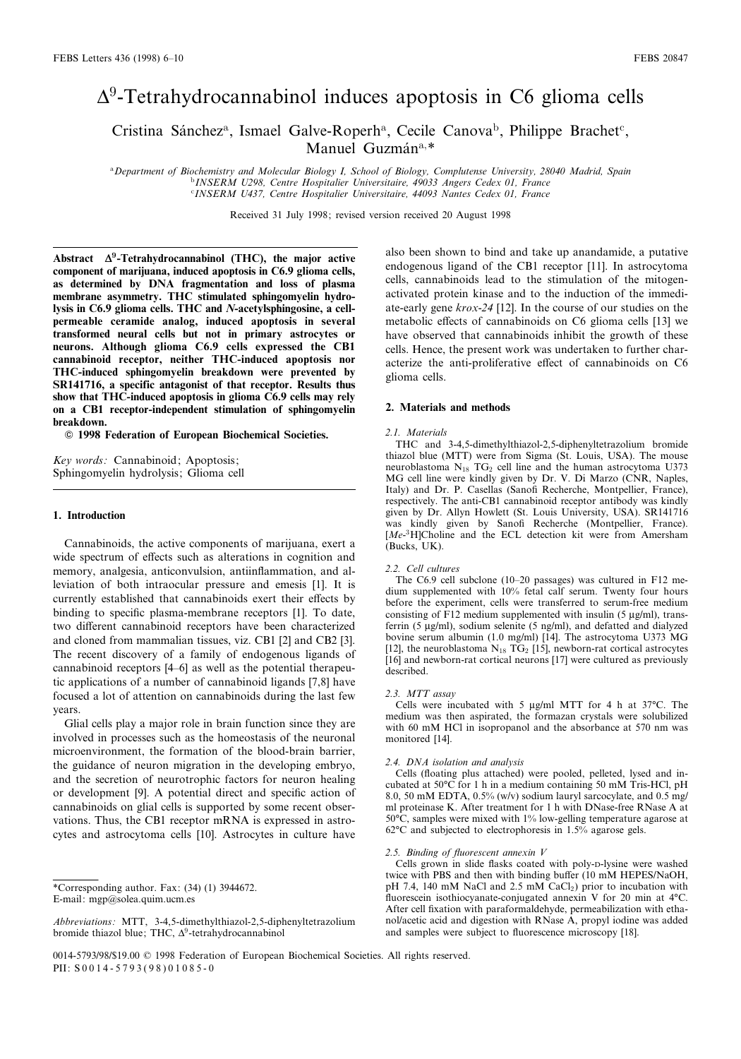# $\Delta^9$-Tetrahydrocannabinol induces apoptosis in C6 glioma cells

Cristina Sánchez[a], Ismael Galve-Roperh[a], Cecile Canova[b], Philippe Brachet[c], Manuel Guzmán[a,*]

[a]*Department of Biochemistry and Molecular Biology I, School of Biology, Complutense University, 28040 Madrid, Spain*
[b]*INSERM U298, Centre Hospitalier Universitaire, 49033 Angers Cedex 01, France*
[c]*INSERM U437, Centre Hospitalier Universitaire, 44093 Nantes Cedex 01, France*

Received 31 July 1998; revised version received 20 August 1998

**Abstract** **$\Delta^9$-Tetrahydrocannabinol (THC), the major active component of marijuana, induced apoptosis in C6.9 glioma cells, as determined by DNA fragmentation and loss of plasma membrane asymmetry. THC stimulated sphingomyelin hydrolysis in C6.9 glioma cells. THC and *N*-acetylsphingosine, a cell-permeable ceramide analog, induced apoptosis in several transformed neural cells but not in primary astrocytes or neurons. Although glioma C6.9 cells expressed the CB1 cannabinoid receptor, neither THC-induced apoptosis nor THC-induced sphingomyelin breakdown were prevented by SR141716, a specific antagonist of that receptor. Results thus show that THC-induced apoptosis in glioma C6.9 cells may rely on a CB1 receptor-independent stimulation of sphingomyelin breakdown.**

**© 1998 Federation of European Biochemical Societies.**

*Key words:* Cannabinoid; Apoptosis; Sphingomyelin hydrolysis; Glioma cell

## 1. Introduction

Cannabinoids, the active components of marijuana, exert a wide spectrum of effects such as alterations in cognition and memory, analgesia, anticonvulsion, antiinflammation, and alleviation of both intraocular pressure and emesis [1]. It is currently established that cannabinoids exert their effects by binding to specific plasma-membrane receptors [1]. To date, two different cannabinoid receptors have been characterized and cloned from mammalian tissues, viz. CB1 [2] and CB2 [3]. The recent discovery of a family of endogenous ligands of cannabinoid receptors [4–6] as well as the potential therapeutic applications of a number of cannabinoid ligands [7,8] have focused a lot of attention on cannabinoids during the last few years.

Glial cells play a major role in brain function since they are involved in processes such as the homeostasis of the neuronal microenvironment, the formation of the blood-brain barrier, the guidance of neuron migration in the developing embryo, and the secretion of neurotrophic factors for neuron healing or development [9]. A potential direct and specific action of cannabinoids on glial cells is supported by some recent observations. Thus, the CB1 receptor mRNA is expressed in astrocytes and astrocytoma cells [10]. Astrocytes in culture have also been shown to bind and take up anandamide, a putative endogenous ligand of the CB1 receptor [11]. In astrocytoma cells, cannabinoids lead to the stimulation of the mitogen-activated protein kinase and to the induction of the immediate-early gene *krox-24* [12]. In the course of our studies on the metabolic effects of cannabinoids on C6 glioma cells [13] we have observed that cannabinoids inhibit the growth of these cells. Hence, the present work was undertaken to further characterize the anti-proliferative effect of cannabinoids on C6 glioma cells.

## 2. Materials and methods

### 2.1. Materials

THC and 3-4,5-dimethylthiazol-2,5-diphenyltetrazolium bromide thiazol blue (MTT) were from Sigma (St. Louis, USA). The mouse neuroblastoma $N_{18}$ $TG_2$ cell line and the human astrocytoma U373 MG cell line were kindly given by Dr. V. Di Marzo (CNR, Naples, Italy) and Dr. P. Casellas (Sanofi Recherche, Montpellier, France), respectively. The anti-CB1 cannabinoid receptor antibody was kindly given by Dr. Allyn Howlett (St. Louis University, USA). SR141716 was kindly given by Sanofi Recherche (Montpellier, France). [*Me*-$^3$H]Choline and the ECL detection kit were from Amersham (Bucks, UK).

### 2.2. Cell cultures

The C6.9 cell subclone (10–20 passages) was cultured in F12 medium supplemented with 10% fetal calf serum. Twenty four hours before the experiment, cells were transferred to serum-free medium consisting of F12 medium supplemented with insulin (5 μg/ml), transferrin (5 μg/ml), sodium selenite (5 ng/ml), and defatted and dialyzed bovine serum albumin (1.0 mg/ml) [14]. The astrocytoma U373 MG [12], the neuroblastoma $N_{18}$ $TG_2$ [15], newborn-rat cortical astrocytes [16] and newborn-rat cortical neurons [17] were cultured as previously described.

### 2.3. MTT assay

Cells were incubated with 5 μg/ml MTT for 4 h at 37°C. The medium was then aspirated, the formazan crystals were solubilized with 60 mM HCl in isopropanol and the absorbance at 570 nm was monitored [14].

### 2.4. DNA isolation and analysis

Cells (floating plus attached) were pooled, pelleted, lysed and incubated at 50°C for 1 h in a medium containing 50 mM Tris-HCl, pH 8.0, 50 mM EDTA, 0.5% (w/v) sodium lauryl sarcocylate, and 0.5 mg/ml proteinase K. After treatment for 1 h with DNase-free RNase A at 50°C, samples were mixed with 1% low-gelling temperature agarose at 62°C and subjected to electrophoresis in 1.5% agarose gels.

### 2.5. Binding of fluorescent annexin V

Cells grown in slide flasks coated with poly-D-lysine were washed twice with PBS and then with binding buffer (10 mM HEPES/NaOH, pH 7.4, 140 mM NaCl and 2.5 mM $CaCl_2$) prior to incubation with fluorescein isothiocyanate-conjugated annexin V for 20 min at 4°C. After cell fixation with paraformaldehyde, permeabilization with ethanol/acetic acid and digestion with RNase A, propyl iodine was added and samples were subject to fluorescence microscopy [18].

---

*Corresponding author. Fax: (34) (1) 3944672.
E-mail: mgp@solea.quim.ucm.es

*Abbreviations:* MTT, 3-4,5-dimethylthiazol-2,5-diphenyltetrazolium bromide thiazol blue; THC, $\Delta^9$-tetrahydrocannabinol

0014-5793/98/$19.00 © 1998 Federation of European Biochemical Societies. All rights reserved.
PII: S0014-5793(98)01085-0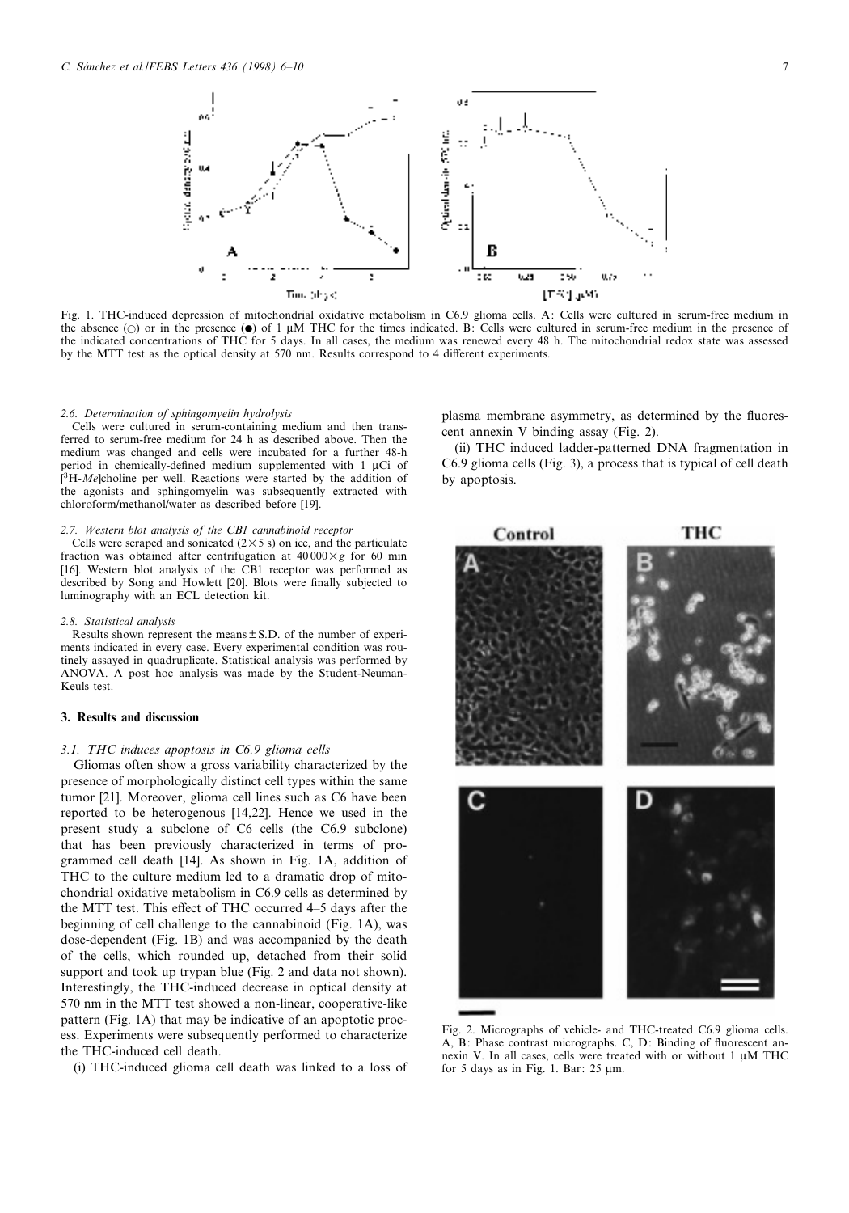Fig. 1. THC-induced depression of mitochondrial oxidative metabolism in C6.9 glioma cells. A: Cells were cultured in serum-free medium in the absence (○) or in the presence (●) of 1 μM THC for the times indicated. B: Cells were cultured in serum-free medium in the presence of the indicated concentrations of THC for 5 days. In all cases, the medium was renewed every 48 h. The mitochondrial redox state was assessed by the MTT test as the optical density at 570 nm. Results correspond to 4 different experiments.

### 2.6. Determination of sphingomyelin hydrolysis

Cells were cultured in serum-containing medium and then transferred to serum-free medium for 24 h as described above. Then the medium was changed and cells were incubated for a further 48-h period in chemically-defined medium supplemented with 1 μCi of [$^{3}$H-*Me*]choline per well. Reactions were started by the addition of the agonists and sphingomyelin was subsequently extracted with chloroform/methanol/water as described before [19].

### 2.7. Western blot analysis of the CB1 cannabinoid receptor

Cells were scraped and sonicated (2×5 s) on ice, and the particulate fraction was obtained after centrifugation at 40 000×*g* for 60 min [16]. Western blot analysis of the CB1 receptor was performed as described by Song and Howlett [20]. Blots were finally subjected to luminography with an ECL detection kit.

### 2.8. Statistical analysis

Results shown represent the means ± S.D. of the number of experiments indicated in every case. Every experimental condition was routinely assayed in quadruplicate. Statistical analysis was performed by ANOVA. A post hoc analysis was made by the Student-Neuman-Keuls test.

## 3. Results and discussion

### 3.1. THC induces apoptosis in C6.9 glioma cells

Gliomas often show a gross variability characterized by the presence of morphologically distinct cell types within the same tumor [21]. Moreover, glioma cell lines such as C6 have been reported to be heterogenous [14,22]. Hence we used in the present study a subclone of C6 cells (the C6.9 subclone) that has been previously characterized in terms of programmed cell death [14]. As shown in Fig. 1A, addition of THC to the culture medium led to a dramatic drop of mitochondrial oxidative metabolism in C6.9 cells as determined by the MTT test. This effect of THC occurred 4–5 days after the beginning of cell challenge to the cannabinoid (Fig. 1A), was dose-dependent (Fig. 1B) and was accompanied by the death of the cells, which rounded up, detached from their solid support and took up trypan blue (Fig. 2 and data not shown). Interestingly, the THC-induced decrease in optical density at 570 nm in the MTT test showed a non-linear, cooperative-like pattern (Fig. 1A) that may be indicative of an apoptotic process. Experiments were subsequently performed to characterize the THC-induced cell death.

(i) THC-induced glioma cell death was linked to a loss of plasma membrane asymmetry, as determined by the fluorescent annexin V binding assay (Fig. 2).

(ii) THC induced ladder-patterned DNA fragmentation in C6.9 glioma cells (Fig. 3), a process that is typical of cell death by apoptosis.

Fig. 2. Micrographs of vehicle- and THC-treated C6.9 glioma cells. A, B: Phase contrast micrographs. C, D: Binding of fluorescent annexin V. In all cases, cells were treated with or without 1 μM THC for 5 days as in Fig. 1. Bar: 25 μm.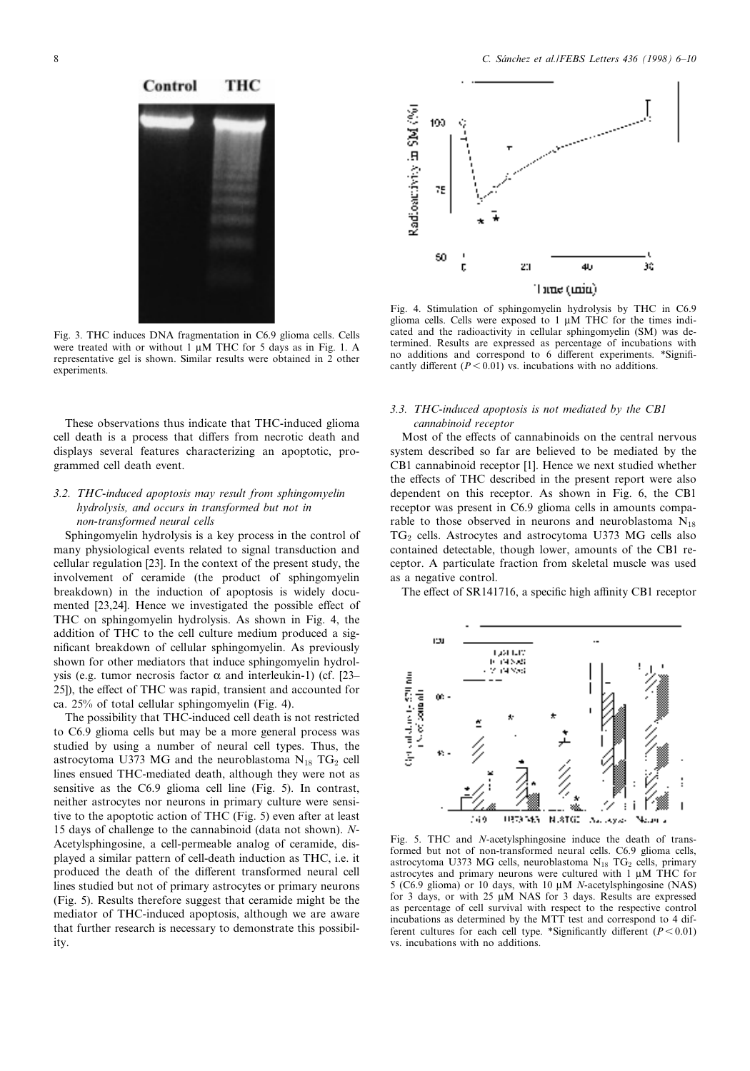Fig. 3. THC induces DNA fragmentation in C6.9 glioma cells. Cells were treated with or without 1 μM THC for 5 days as in Fig. 1. A representative gel is shown. Similar results were obtained in 2 other experiments.

Fig. 4. Stimulation of sphingomyelin hydrolysis by THC in C6.9 glioma cells. Cells were exposed to 1 μM THC for the times indicated and the radioactivity in cellular sphingomyelin (SM) was determined. Results are expressed as percentage of incubations with no additions and correspond to 6 different experiments. *Significantly different ($P < 0.01$) vs. incubations with no additions.

These observations thus indicate that THC-induced glioma cell death is a process that differs from necrotic death and displays several features characterizing an apoptotic, programmed cell death event.

### 3.2. THC-induced apoptosis may result from sphingomyelin hydrolysis, and occurs in transformed but not in non-transformed neural cells

Sphingomyelin hydrolysis is a key process in the control of many physiological events related to signal transduction and cellular regulation [23]. In the context of the present study, the involvement of ceramide (the product of sphingomyelin breakdown) in the induction of apoptosis is widely documented [23,24]. Hence we investigated the possible effect of THC on sphingomyelin hydrolysis. As shown in Fig. 4, the addition of THC to the cell culture medium produced a significant breakdown of cellular sphingomyelin. As previously shown for other mediators that induce sphingomyelin hydrolysis (e.g. tumor necrosis factor α and interleukin-1) (cf. [23–25]), the effect of THC was rapid, transient and accounted for ca. 25% of total cellular sphingomyelin (Fig. 4).

The possibility that THC-induced cell death is not restricted to C6.9 glioma cells but may be a more general process was studied by using a number of neural cell types. Thus, the astrocytoma U373 MG and the neuroblastoma $N_{18}$ $TG_2$ cell lines ensued THC-mediated death, although they were not as sensitive as the C6.9 glioma cell line (Fig. 5). In contrast, neither astrocytes nor neurons in primary culture were sensitive to the apoptotic action of THC (Fig. 5) even after at least 15 days of challenge to the cannabinoid (data not shown). *N*-Acetylsphingosine, a cell-permeable analog of ceramide, displayed a similar pattern of cell-death induction as THC, i.e. it produced the death of the different transformed neural cell lines studied but not of primary astrocytes or primary neurons (Fig. 5). Results therefore suggest that ceramide might be the mediator of THC-induced apoptosis, although we are aware that further research is necessary to demonstrate this possibility.

### 3.3. THC-induced apoptosis is not mediated by the CB1 cannabinoid receptor

Most of the effects of cannabinoids on the central nervous system described so far are believed to be mediated by the CB1 cannabinoid receptor [1]. Hence we next studied whether the effects of THC described in the present report were also dependent on this receptor. As shown in Fig. 6, the CB1 receptor was present in C6.9 glioma cells in amounts comparable to those observed in neurons and neuroblastoma $N_{18}$ $TG_2$ cells. Astrocytes and astrocytoma U373 MG cells also contained detectable, though lower, amounts of the CB1 receptor. A particulate fraction from skeletal muscle was used as a negative control.

The effect of SR141716, a specific high affinity CB1 receptor

Fig. 5. THC and *N*-acetylsphingosine induce the death of transformed but not of non-transformed neural cells. C6.9 glioma cells, astrocytoma U373 MG cells, neuroblastoma $N_{18}$ $TG_2$ cells, primary astrocytes and primary neurons were cultured with 1 μM THC for 5 (C6.9 glioma) or 10 days, with 10 μM *N*-acetylsphingosine (NAS) for 3 days, or with 25 μM NAS for 3 days. Results are expressed as percentage of cell survival with respect to the respective control incubations as determined by the MTT test and correspond to 4 different cultures for each cell type. *Significantly different ($P < 0.01$) vs. incubations with no additions.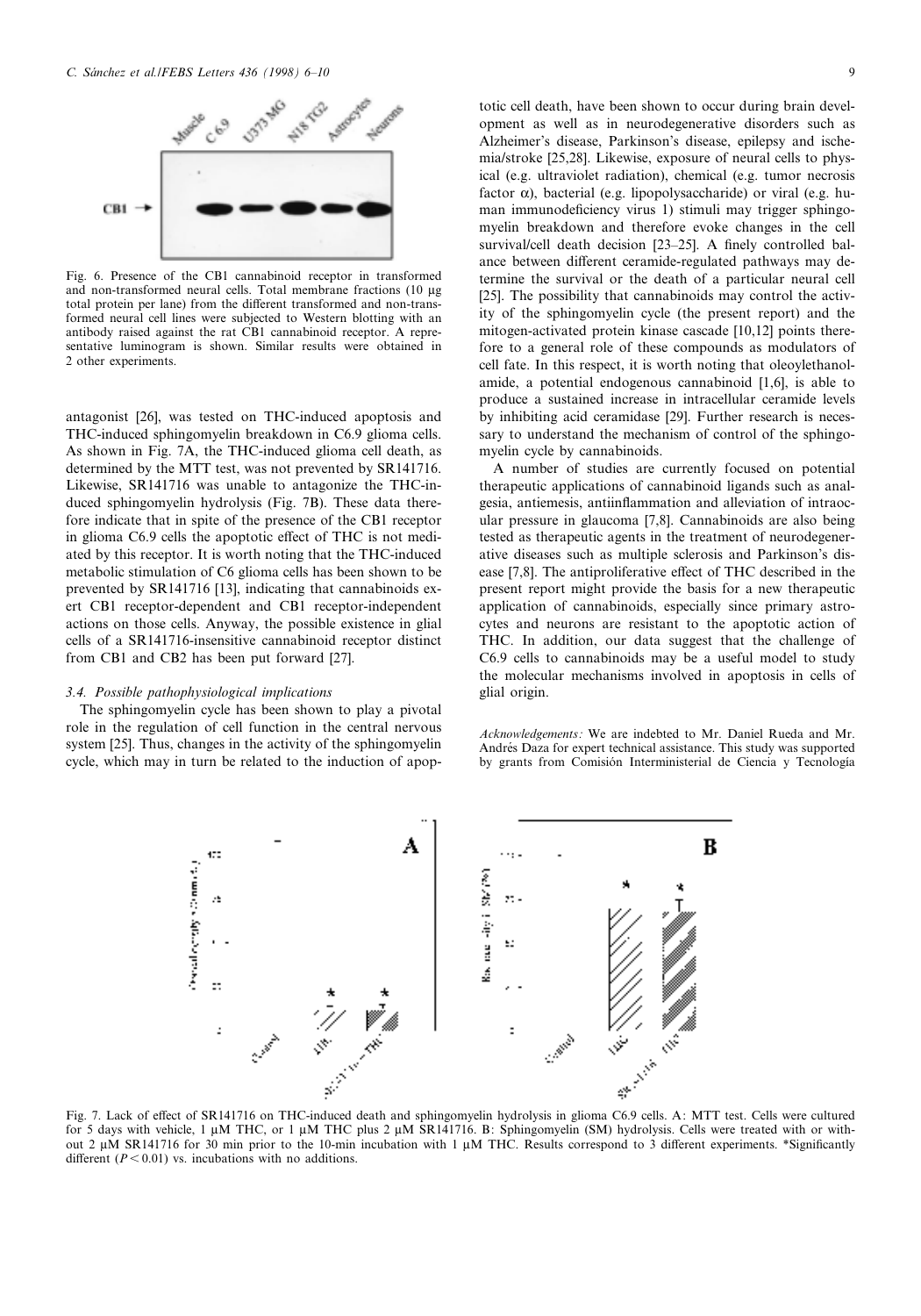Fig. 6. Presence of the CB1 cannabinoid receptor in transformed and non-transformed neural cells. Total membrane fractions (10 μg total protein per lane) from the different transformed and non-transformed neural cell lines were subjected to Western blotting with an antibody raised against the rat CB1 cannabinoid receptor. A representative luminogram is shown. Similar results were obtained in 2 other experiments.

antagonist [26], was tested on THC-induced apoptosis and THC-induced sphingomyelin breakdown in C6.9 glioma cells. As shown in Fig. 7A, the THC-induced glioma cell death, as determined by the MTT test, was not prevented by SR141716. Likewise, SR141716 was unable to antagonize the THC-induced sphingomyelin hydrolysis (Fig. 7B). These data therefore indicate that in spite of the presence of the CB1 receptor in glioma C6.9 cells the apoptotic effect of THC is not mediated by this receptor. It is worth noting that the THC-induced metabolic stimulation of C6 glioma cells has been shown to be prevented by SR141716 [13], indicating that cannabinoids exert CB1 receptor-dependent and CB1 receptor-independent actions on those cells. Anyway, the possible existence in glial cells of a SR141716-insensitive cannabinoid receptor distinct from CB1 and CB2 has been put forward [27].

### 3.4. Possible pathophysiological implications

The sphingomyelin cycle has been shown to play a pivotal role in the regulation of cell function in the central nervous system [25]. Thus, changes in the activity of the sphingomyelin cycle, which may in turn be related to the induction of apoptotic cell death, have been shown to occur during brain development as well as in neurodegenerative disorders such as Alzheimer's disease, Parkinson's disease, epilepsy and ischemia/stroke [25,28]. Likewise, exposure of neural cells to physical (e.g. ultraviolet radiation), chemical (e.g. tumor necrosis factor α), bacterial (e.g. lipopolysaccharide) or viral (e.g. human immunodeficiency virus 1) stimuli may trigger sphingomyelin breakdown and therefore evoke changes in the cell survival/cell death decision [23–25]. A finely controlled balance between different ceramide-regulated pathways may determine the survival or the death of a particular neural cell [25]. The possibility that cannabinoids may control the activity of the sphingomyelin cycle (the present report) and the mitogen-activated protein kinase cascade [10,12] points therefore to a general role of these compounds as modulators of cell fate. In this respect, it is worth noting that oleoylethanolamide, a potential endogenous cannabinoid [1,6], is able to produce a sustained increase in intracellular ceramide levels by inhibiting acid ceramidase [29]. Further research is necessary to understand the mechanism of control of the sphingomyelin cycle by cannabinoids.

A number of studies are currently focused on potential therapeutic applications of cannabinoid ligands such as analgesia, antiemesis, antiinflammation and alleviation of intraocular pressure in glaucoma [7,8]. Cannabinoids are also being tested as therapeutic agents in the treatment of neurodegenerative diseases such as multiple sclerosis and Parkinson's disease [7,8]. The antiproliferative effect of THC described in the present report might provide the basis for a new therapeutic application of cannabinoids, especially since primary astrocytes and neurons are resistant to the apoptotic action of THC. In addition, our data suggest that the challenge of C6.9 cells to cannabinoids may be a useful model to study the molecular mechanisms involved in apoptosis in cells of glial origin.

*Acknowledgements:* We are indebted to Mr. Daniel Rueda and Mr. Andrés Daza for expert technical assistance. This study was supported by grants from Comisión Interministerial de Ciencia y Tecnología

Fig. 7. Lack of effect of SR141716 on THC-induced death and sphingomyelin hydrolysis in glioma C6.9 cells. A: MTT test. Cells were cultured for 5 days with vehicle, 1 μM THC, or 1 μM THC plus 2 μM SR141716. B: Sphingomyelin (SM) hydrolysis. Cells were treated with or without 2 μM SR141716 for 30 min prior to the 10-min incubation with 1 μM THC. Results correspond to 3 different experiments. *Significantly different ($P < 0.01$) vs. incubations with no additions.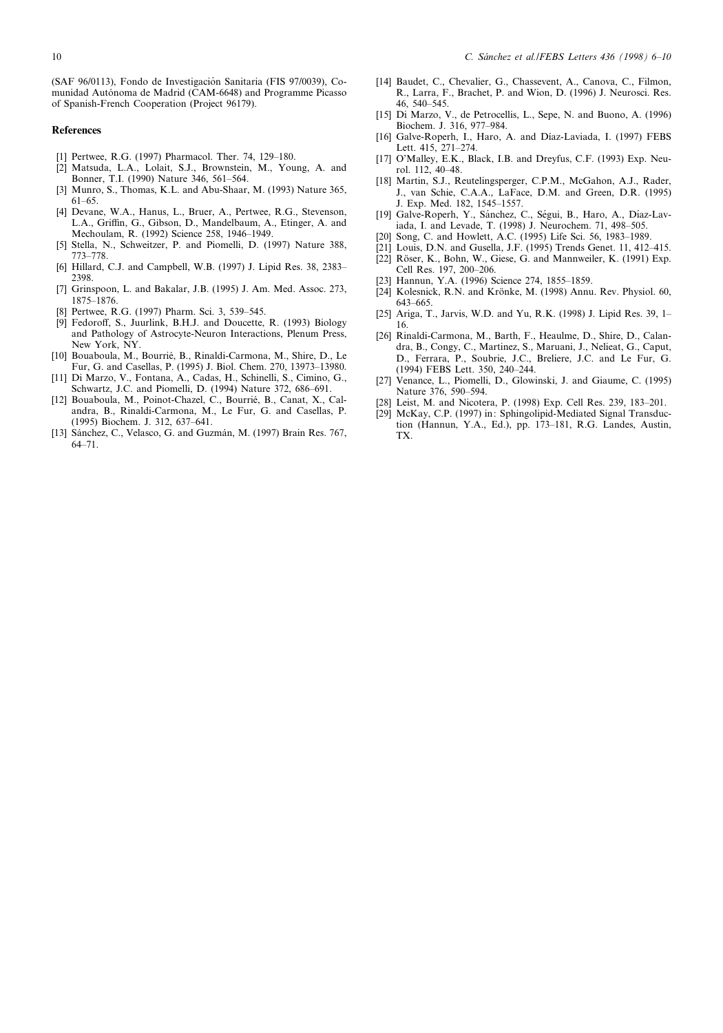(SAF 96/0113), Fondo de Investigación Sanitaria (FIS 97/0039), Comunidad Autónoma de Madrid (CAM-6648) and Programme Picasso of Spanish-French Cooperation (Project 96179).

## References

[1] Pertwee, R.G. (1997) Pharmacol. Ther. 74, 129–180.

[2] Matsuda, L.A., Lolait, S.J., Brownstein, M., Young, A. and Bonner, T.I. (1990) Nature 346, 561–564.

[3] Munro, S., Thomas, K.L. and Abu-Shaar, M. (1993) Nature 365, 61–65.

[4] Devane, W.A., Hanus, L., Bruer, A., Pertwee, R.G., Stevenson, L.A., Griffin, G., Gibson, D., Mandelbaum, A., Etinger, A. and Mechoulam, R. (1992) Science 258, 1946–1949.

[5] Stella, N., Schweitzer, P. and Piomelli, D. (1997) Nature 388, 773–778.

[6] Hillard, C.J. and Campbell, W.B. (1997) J. Lipid Res. 38, 2383–2398.

[7] Grinspoon, L. and Bakalar, J.B. (1995) J. Am. Med. Assoc. 273, 1875–1876.

[8] Pertwee, R.G. (1997) Pharm. Sci. 3, 539–545.

[9] Fedoroff, S., Juurlink, B.H.J. and Doucette, R. (1993) Biology and Pathology of Astrocyte-Neuron Interactions, Plenum Press, New York, NY.

[10] Bouaboula, M., Bourrié, B., Rinaldi-Carmona, M., Shire, D., Le Fur, G. and Casellas, P. (1995) J. Biol. Chem. 270, 13973–13980.

[11] Di Marzo, V., Fontana, A., Cadas, H., Schinelli, S., Cimino, G., Schwartz, J.C. and Piomelli, D. (1994) Nature 372, 686–691.

[12] Bouaboula, M., Poinot-Chazel, C., Bourrié, B., Canat, X., Calandra, B., Rinaldi-Carmona, M., Le Fur, G. and Casellas, P. (1995) Biochem. J. 312, 637–641.

[13] Sánchez, C., Velasco, G. and Guzmán, M. (1997) Brain Res. 767, 64–71.

[14] Baudet, C., Chevalier, G., Chassevent, A., Canova, C., Filmon, R., Larra, F., Brachet, P. and Wion, D. (1996) J. Neurosci. Res. 46, 540–545.

[15] Di Marzo, V., de Petrocellis, L., Sepe, N. and Buono, A. (1996) Biochem. J. 316, 977–984.

[16] Galve-Roperh, I., Haro, A. and Díaz-Laviada, I. (1997) FEBS Lett. 415, 271–274.

[17] O'Malley, E.K., Black, I.B. and Dreyfus, C.F. (1993) Exp. Neurol. 112, 40–48.

[18] Martin, S.J., Reutelingsperger, C.P.M., McGahon, A.J., Rader, J., van Schie, C.A.A., LaFace, D.M. and Green, D.R. (1995) J. Exp. Med. 182, 1545–1557.

[19] Galve-Roperh, Y., Sánchez, C., Ségui, B., Haro, A., Díaz-Laviada, I. and Levade, T. (1998) J. Neurochem. 71, 498–505.

[20] Song, C. and Howlett, A.C. (1995) Life Sci. 56, 1983–1989.

[21] Louis, D.N. and Gusella, J.F. (1995) Trends Genet. 11, 412–415.

[22] Röser, K., Bohn, W., Giese, G. and Mannweiler, K. (1991) Exp. Cell Res. 197, 200–206.

[23] Hannun, Y.A. (1996) Science 274, 1855–1859.

[24] Kolesnick, R.N. and Krönke, M. (1998) Annu. Rev. Physiol. 60, 643–665.

[25] Ariga, T., Jarvis, W.D. and Yu, R.K. (1998) J. Lipid Res. 39, 1–16.

[26] Rinaldi-Carmona, M., Barth, F., Heaulme, D., Shire, D., Calandra, B., Congy, C., Martinez, S., Maruani, J., Nelieat, G., Caput, D., Ferrara, P., Soubrie, J.C., Breliere, J.C. and Le Fur, G. (1994) FEBS Lett. 350, 240–244.

[27] Venance, L., Piomelli, D., Glowinski, J. and Giaume, C. (1995) Nature 376, 590–594.

[28] Leist, M. and Nicotera, P. (1998) Exp. Cell Res. 239, 183–201.

[29] McKay, C.P. (1997) in: Sphingolipid-Mediated Signal Transduction (Hannun, Y.A., Ed.), pp. 173–181, R.G. Landes, Austin, TX.